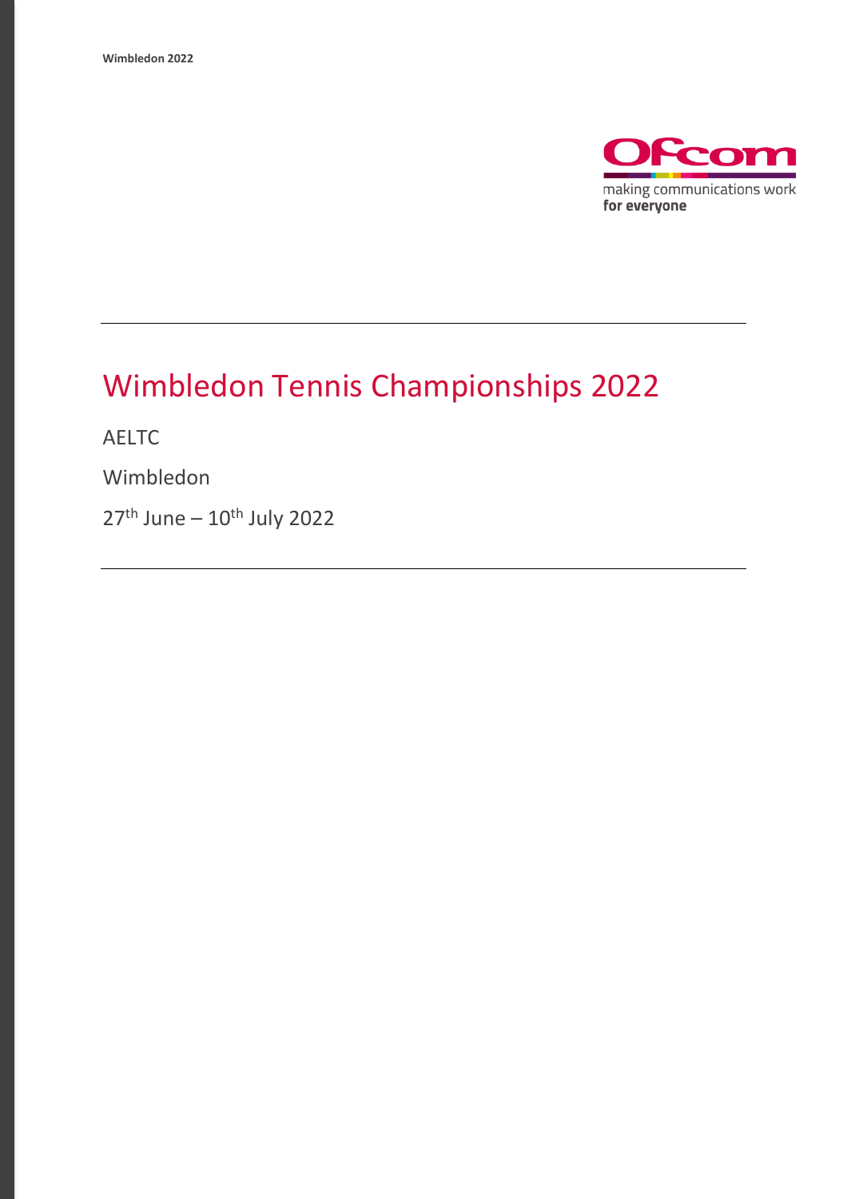# Wimbledon Tennis Championships 2022

AELTC

Wimbledon

27th June – 10th July 2022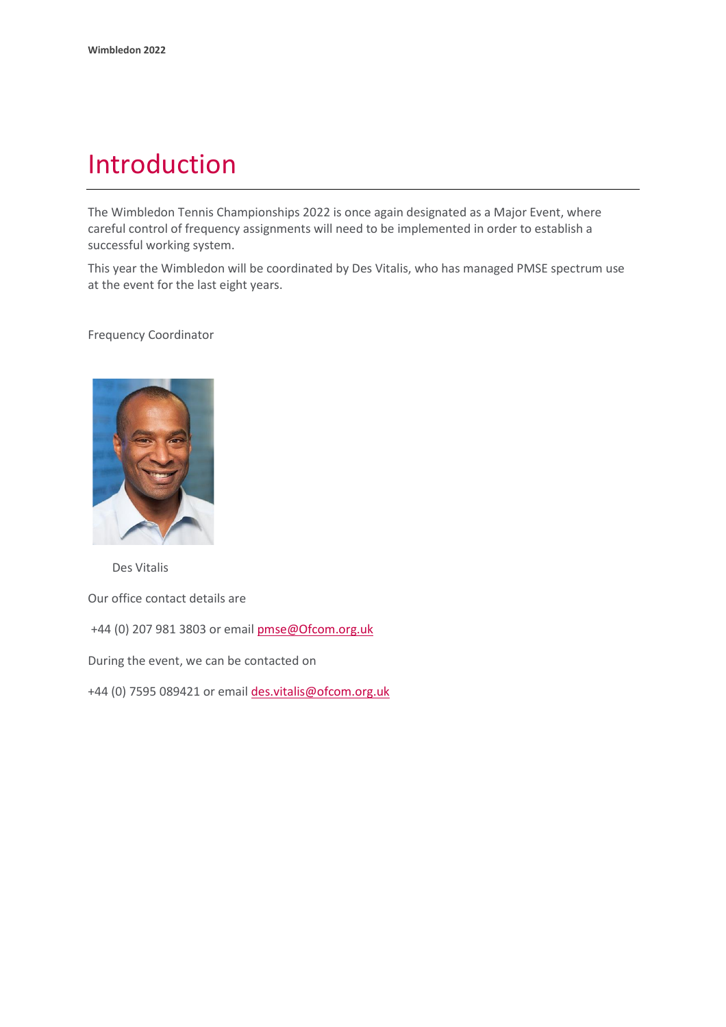# Introduction

The Wimbledon Tennis Championships 2022 is once again designated as a Major Event, where careful control of frequency assignments will need to be implemented in order to establish a successful working system.

This year the Wimbledon will be coordinated by Des Vitalis, who has managed PMSE spectrum use at the event for the last eight years.

Frequency Coordinator

Des Vitalis

Our office contact details are

+44 (0) 207 981 3803 or email pmse@Ofcom.org.uk

During the event, we can be contacted on

+44 (0) 7595 089421 or email des.vitalis@ofcom.org.uk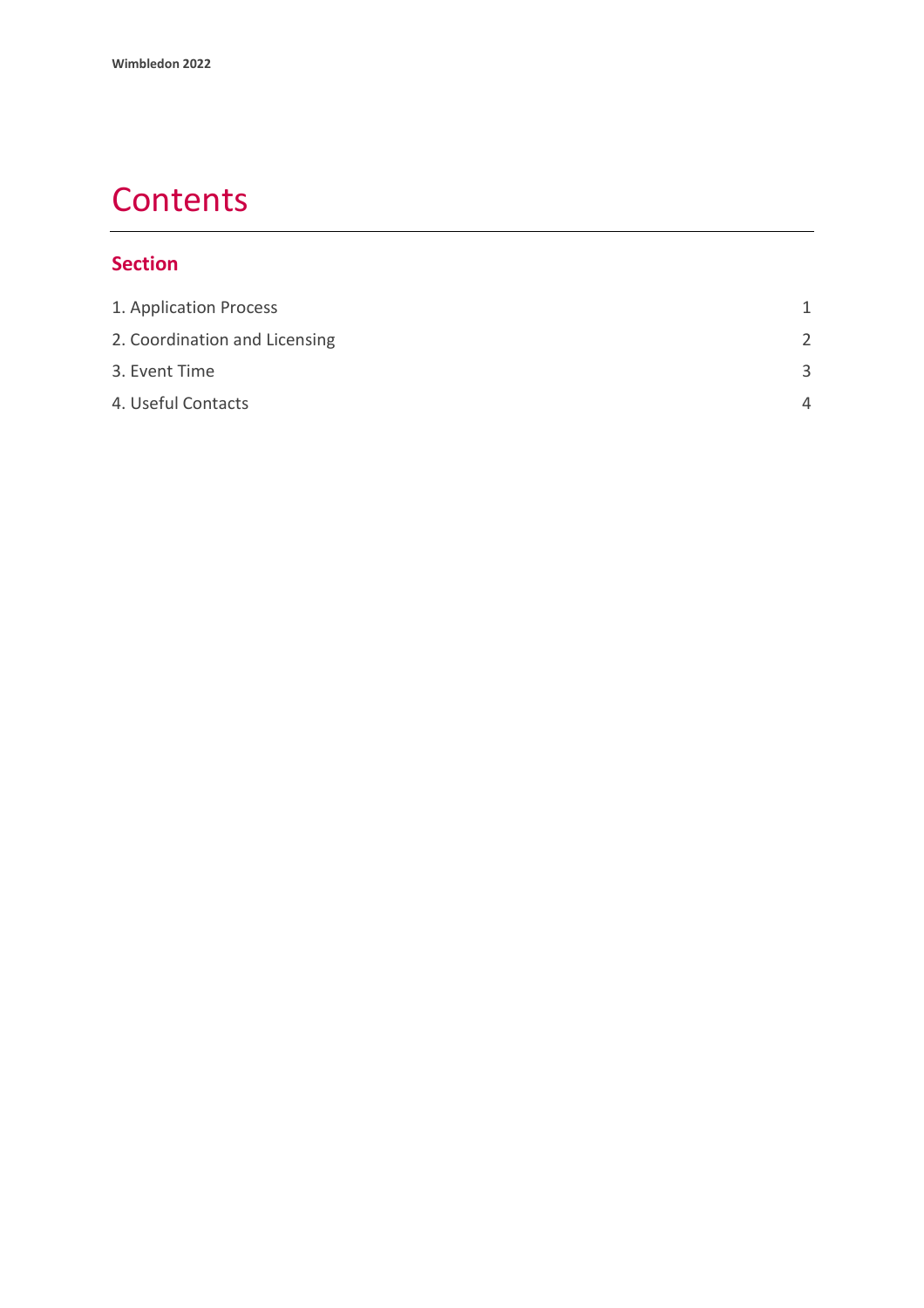# Contents

## Section

| | |
|---|---|
| 1. Application Process | 1 |
| 2. Coordination and Licensing | 2 |
| 3. Event Time | 3 |
| 4. Useful Contacts | 4 |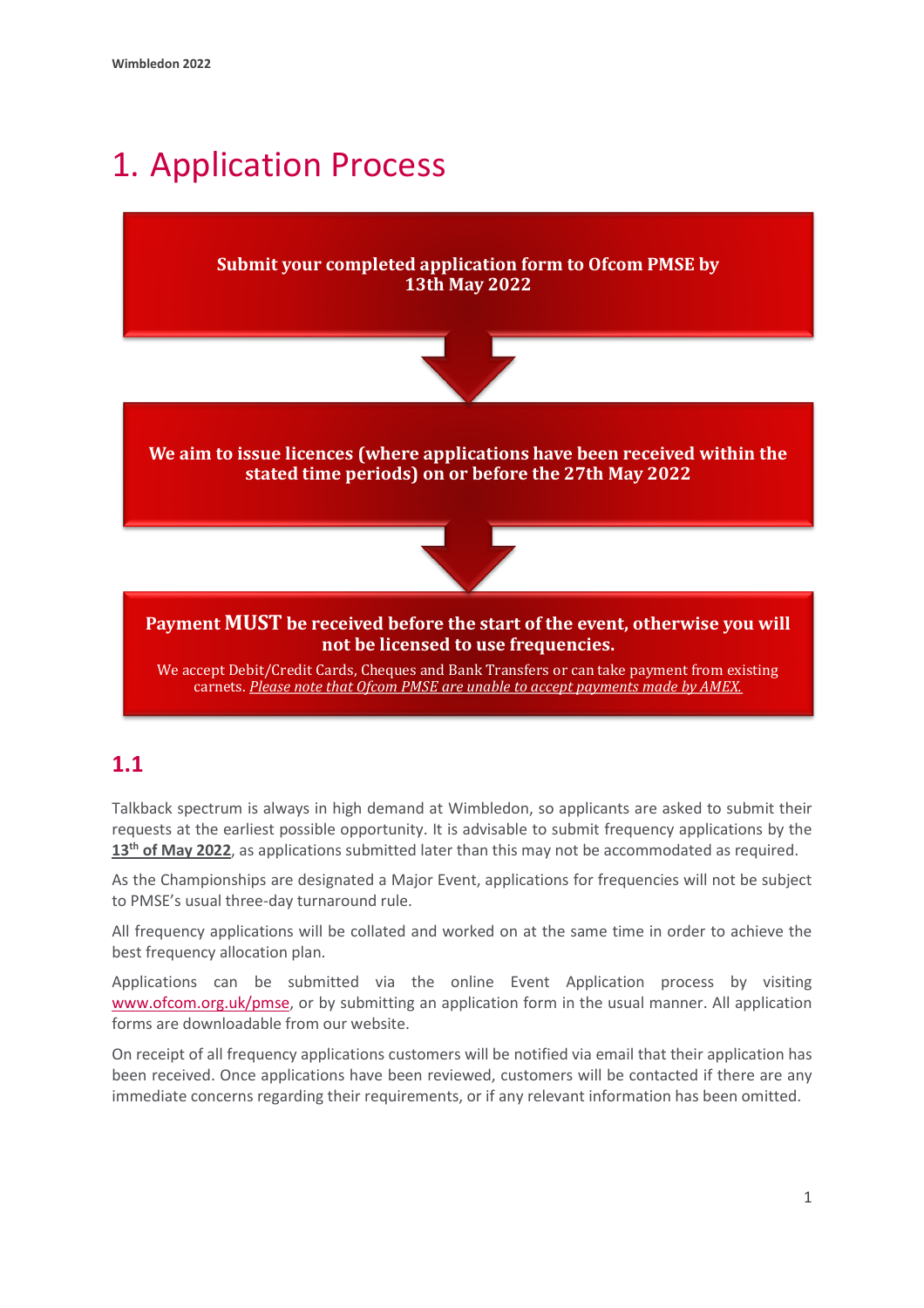# 1. Application Process

**Submit your completed application form to Ofcom PMSE by 13th May 2022**

**We aim to issue licences (where applications have been received within the stated time periods) on or before the 27th May 2022**

**Payment MUST be received before the start of the event, otherwise you will not be licensed to use frequencies.**

We accept Debit/Credit Cards, Cheques and Bank Transfers or can take payment from existing carnets. *Please note that Ofcom PMSE are unable to accept payments made by AMEX.*

## 1.1

Talkback spectrum is always in high demand at Wimbledon, so applicants are asked to submit their requests at the earliest possible opportunity. It is advisable to submit frequency applications by the **13th of May 2022**, as applications submitted later than this may not be accommodated as required.

As the Championships are designated a Major Event, applications for frequencies will not be subject to PMSE's usual three-day turnaround rule.

All frequency applications will be collated and worked on at the same time in order to achieve the best frequency allocation plan.

Applications can be submitted via the online Event Application process by visiting www.ofcom.org.uk/pmse, or by submitting an application form in the usual manner. All application forms are downloadable from our website.

On receipt of all frequency applications customers will be notified via email that their application has been received. Once applications have been reviewed, customers will be contacted if there are any immediate concerns regarding their requirements, or if any relevant information has been omitted.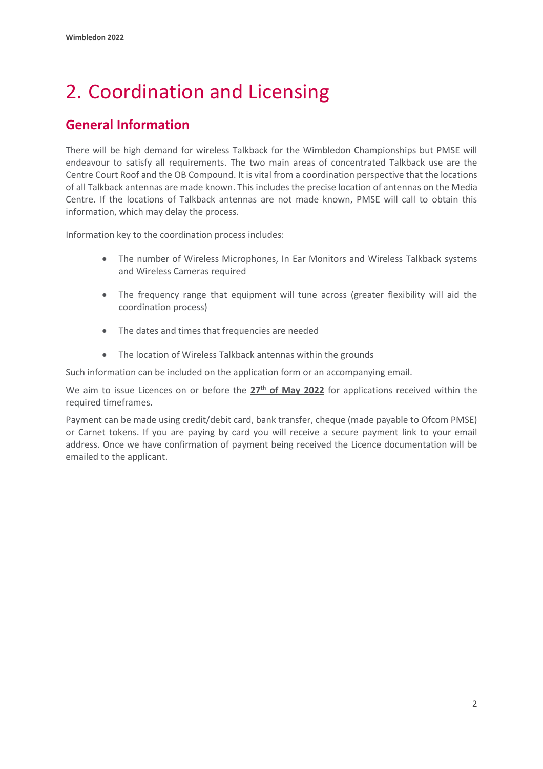# 2. Coordination and Licensing

## General Information

There will be high demand for wireless Talkback for the Wimbledon Championships but PMSE will endeavour to satisfy all requirements. The two main areas of concentrated Talkback use are the Centre Court Roof and the OB Compound. It is vital from a coordination perspective that the locations of all Talkback antennas are made known. This includes the precise location of antennas on the Media Centre. If the locations of Talkback antennas are not made known, PMSE will call to obtain this information, which may delay the process.

Information key to the coordination process includes:

- The number of Wireless Microphones, In Ear Monitors and Wireless Talkback systems and Wireless Cameras required
- The frequency range that equipment will tune across (greater flexibility will aid the coordination process)
- The dates and times that frequencies are needed
- The location of Wireless Talkback antennas within the grounds

Such information can be included on the application form or an accompanying email.

We aim to issue Licences on or before the **27th of May 2022** for applications received within the required timeframes.

Payment can be made using credit/debit card, bank transfer, cheque (made payable to Ofcom PMSE) or Carnet tokens. If you are paying by card you will receive a secure payment link to your email address. Once we have confirmation of payment being received the Licence documentation will be emailed to the applicant.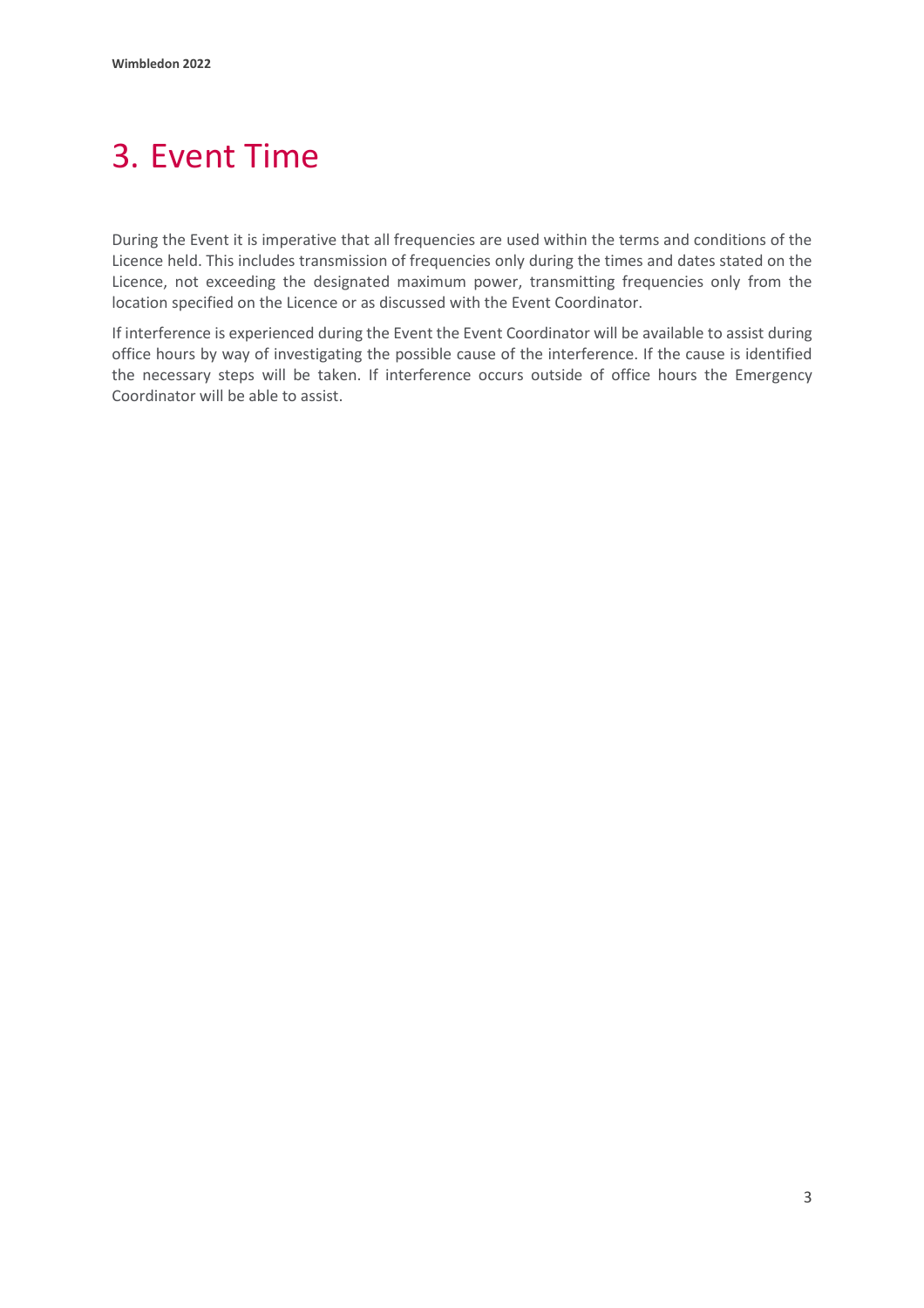# 3. Event Time

During the Event it is imperative that all frequencies are used within the terms and conditions of the Licence held. This includes transmission of frequencies only during the times and dates stated on the Licence, not exceeding the designated maximum power, transmitting frequencies only from the location specified on the Licence or as discussed with the Event Coordinator.

If interference is experienced during the Event the Event Coordinator will be available to assist during office hours by way of investigating the possible cause of the interference. If the cause is identified the necessary steps will be taken. If interference occurs outside of office hours the Emergency Coordinator will be able to assist.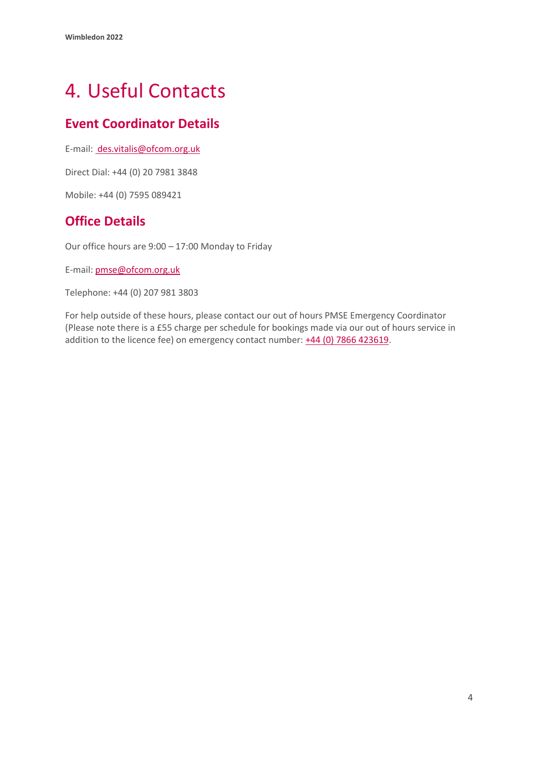# 4. Useful Contacts

## Event Coordinator Details

E-mail: des.vitalis@ofcom.org.uk

Direct Dial: +44 (0) 20 7981 3848

Mobile: +44 (0) 7595 089421

## Office Details

Our office hours are 9:00 – 17:00 Monday to Friday

E-mail: pmse@ofcom.org.uk

Telephone: +44 (0) 207 981 3803

For help outside of these hours, please contact our out of hours PMSE Emergency Coordinator (Please note there is a £55 charge per schedule for bookings made via our out of hours service in addition to the licence fee) on emergency contact number: +44 (0) 7866 423619.